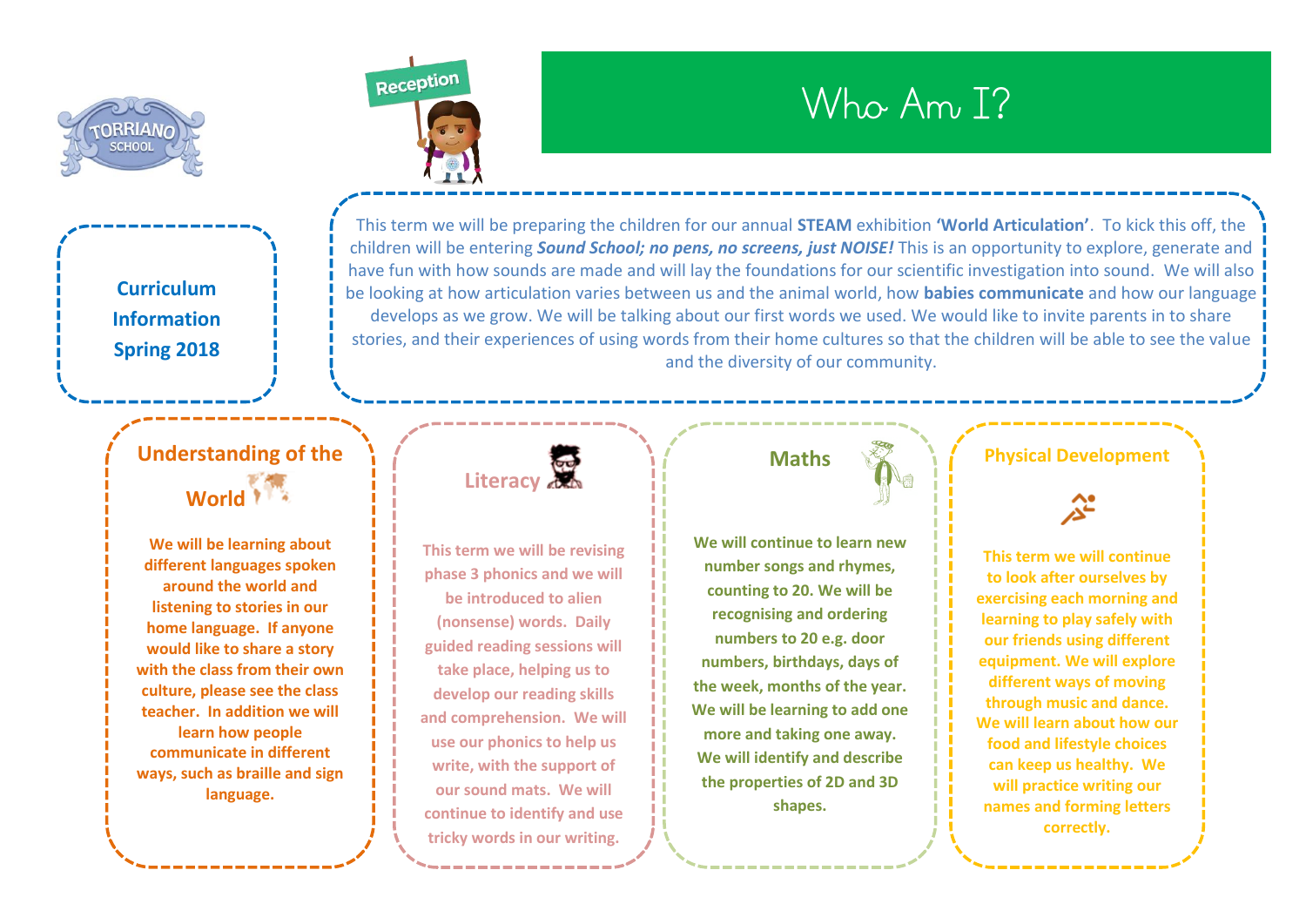TORRIANO SCHOOL

Reception

# Who Am I?

**Curriculum Information Spring 2018**

This term we will be preparing the children for our annual **STEAM** exhibition **'World Articulation'**. To kick this off, the children will be entering ***Sound School; no pens, no screens, just NOISE!*** This is an opportunity to explore, generate and have fun with how sounds are made and will lay the foundations for our scientific investigation into sound. We will also be looking at how articulation varies between us and the animal world, how **babies communicate** and how our language develops as we grow. We will be talking about our first words we used. We would like to invite parents in to share stories, and their experiences of using words from their home cultures so that the children will be able to see the value and the diversity of our community.

## Understanding of the World

**We will be learning about different languages spoken around the world and listening to stories in our home language. If anyone would like to share a story with the class from their own culture, please see the class teacher. In addition we will learn how people communicate in different ways, such as braille and sign language.**

## Literacy

**This term we will be revising phase 3 phonics and we will be introduced to alien (nonsense) words. Daily guided reading sessions will take place, helping us to develop our reading skills and comprehension. We will use our phonics to help us write, with the support of our sound mats. We will continue to identify and use tricky words in our writing.**

## Maths

**We will continue to learn new number songs and rhymes, counting to 20. We will be recognising and ordering numbers to 20 e.g. door numbers, birthdays, days of the week, months of the year. We will be learning to add one more and taking one away. We will identify and describe the properties of 2D and 3D shapes.**

## Physical Development

**This term we will continue to look after ourselves by exercising each morning and learning to play safely with our friends using different equipment. We will explore different ways of moving through music and dance. We will learn about how our food and lifestyle choices can keep us healthy. We will practice writing our names and forming letters correctly.**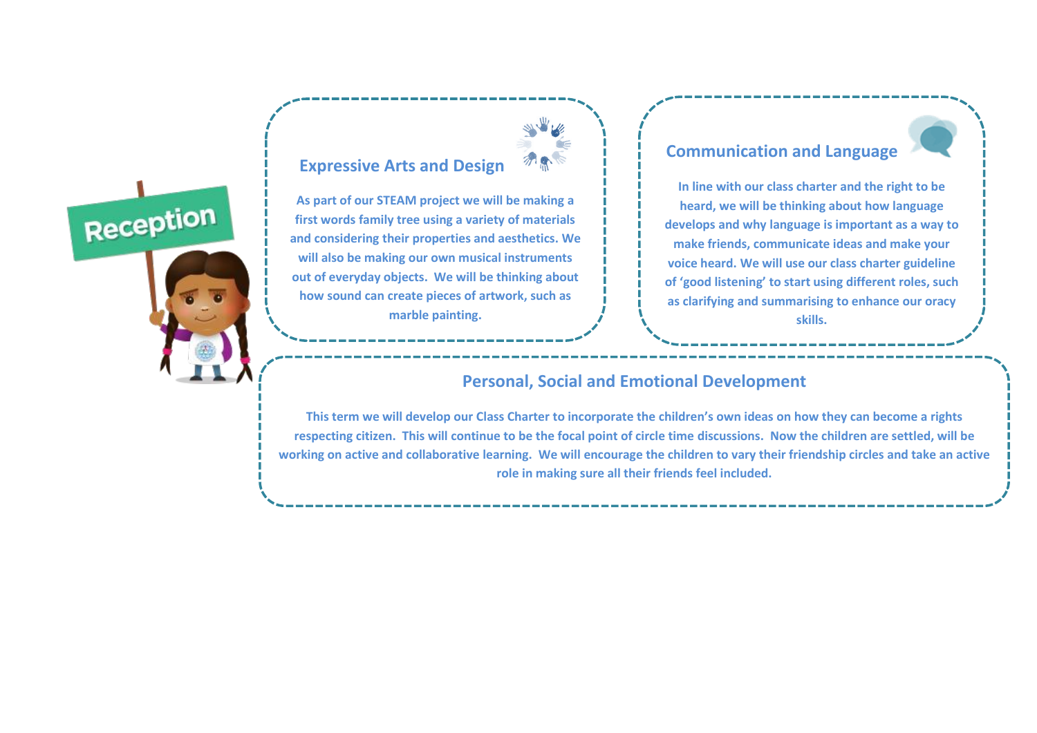Reception

## Expressive Arts and Design

As part of our STEAM project we will be making a first words family tree using a variety of materials and considering their properties and aesthetics. We will also be making our own musical instruments out of everyday objects. We will be thinking about how sound can create pieces of artwork, such as marble painting.

## Communication and Language

In line with our class charter and the right to be heard, we will be thinking about how language develops and why language is important as a way to make friends, communicate ideas and make your voice heard. We will use our class charter guideline of 'good listening' to start using different roles, such as clarifying and summarising to enhance our oracy skills.

## Personal, Social and Emotional Development

This term we will develop our Class Charter to incorporate the children's own ideas on how they can become a rights respecting citizen. This will continue to be the focal point of circle time discussions. Now the children are settled, will be working on active and collaborative learning. We will encourage the children to vary their friendship circles and take an active role in making sure all their friends feel included.